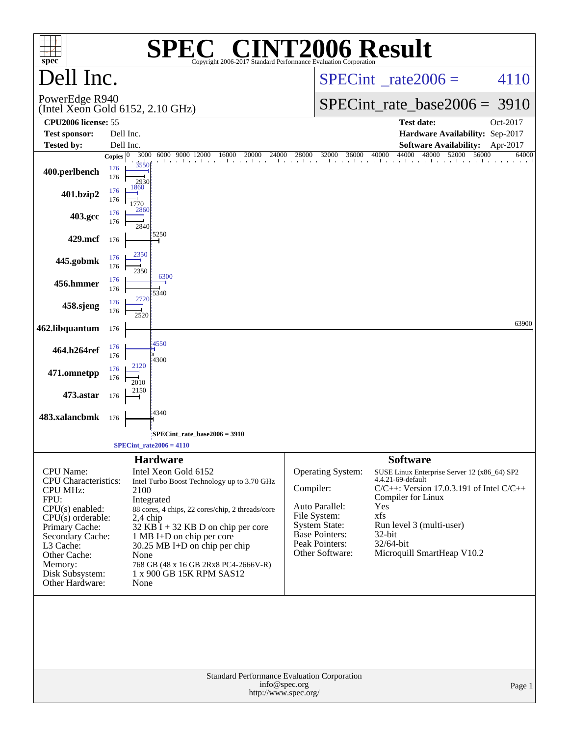# SPEC® CINT2006 Result

Copyright 2006-2017 Standard Performance Evaluation Corporation

## Dell Inc.

PowerEdge R940
(Intel Xeon Gold 6152, 2.10 GHz)

SPECint_rate2006 = 4110

SPECint_rate_base2006 = 3910

| | | | |
|---|---|---|---|
| **CPU2006 license:** | 55 | **Test date:** | Oct-2017 |
| **Test sponsor:** | Dell Inc. | **Hardware Availability:** | Sep-2017 |
| **Tested by:** | Dell Inc. | **Software Availability:** | Apr-2017 |

| Benchmark | Copies (peak) | Peak | Copies (base) | Base |
|---|---|---|---|---|
| 400.perlbench | 176 | 3550 | 176 | 2930 |
| 401.bzip2 | 176 | 1860 | 176 | 1770 |
| 403.gcc | 176 | 2860 | 176 | 2840 |
| 429.mcf | | | 176 | 5250 |
| 445.gobmk | 176 | 2350 | 176 | 2350 |
| 456.hmmer | 176 | 6300 | 176 | 5340 |
| 458.sjeng | 176 | 2720 | 176 | 2520 |
| 462.libquantum | | | 176 | 63900 |
| 464.h264ref | 176 | 4550 | 176 | 4300 |
| 471.omnetpp | 176 | 2120 | 176 | 2010 |
| 473.astar | | | 176 | 2150 |
| 483.xalancbmk | | | 176 | 4340 |

SPECint_rate_base2006 = 3910

SPECint_rate2006 = 4110

### Hardware

| | |
|---|---|
| CPU Name: | Intel Xeon Gold 6152 |
| CPU Characteristics: | Intel Turbo Boost Technology up to 3.70 GHz |
| CPU MHz: | 2100 |
| FPU: | Integrated |
| CPU(s) enabled: | 88 cores, 4 chips, 22 cores/chip, 2 threads/core |
| CPU(s) orderable: | 2,4 chip |
| Primary Cache: | 32 KB I + 32 KB D on chip per core |
| Secondary Cache: | 1 MB I+D on chip per core |
| L3 Cache: | 30.25 MB I+D on chip per chip |
| Other Cache: | None |
| Memory: | 768 GB (48 x 16 GB 2Rx8 PC4-2666V-R) |
| Disk Subsystem: | 1 x 900 GB 15K RPM SAS12 |
| Other Hardware: | None |

### Software

| | |
|---|---|
| Operating System: | SUSE Linux Enterprise Server 12 (x86_64) SP2 4.4.21-69-default |
| Compiler: | C/C++: Version 17.0.3.191 of Intel C/C++ Compiler for Linux |
| Auto Parallel: | Yes |
| File System: | xfs |
| System State: | Run level 3 (multi-user) |
| Base Pointers: | 32-bit |
| Peak Pointers: | 32/64-bit |
| Other Software: | Microquill SmartHeap V10.2 |

Standard Performance Evaluation Corporation
info@spec.org
http://www.spec.org/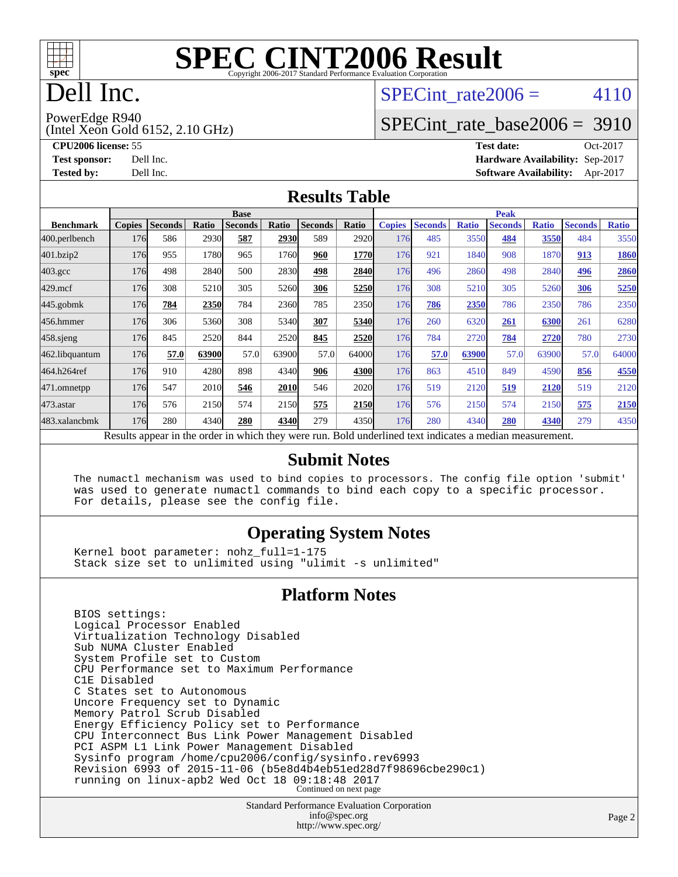# SPEC CINT2006 Result

Copyright 2006-2017 Standard Performance Evaluation Corporation

# Dell Inc.

PowerEdge R940
(Intel Xeon Gold 6152, 2.10 GHz)

SPECint_rate2006 = 4110

SPECint_rate_base2006 = 3910

**CPU2006 license:** 55
**Test sponsor:** Dell Inc.
**Tested by:** Dell Inc.

**Test date:** Oct-2017
**Hardware Availability:** Sep-2017
**Software Availability:** Apr-2017

## Results Table

| Benchmark | Base | | | | | | | Peak | | | | | | |
|---|---|---|---|---|---|---|---|---|---|---|---|---|---|---|
| | Copies | Seconds | Ratio | Seconds | Ratio | Seconds | Ratio | Copies | Seconds | Ratio | Seconds | Ratio | Seconds | Ratio |
| 400.perlbench | 176 | 586 | 2930 | **587** | **2930** | 589 | 2920 | 176 | 485 | 3550 | **484** | **3550** | 484 | 3550 |
| 401.bzip2 | 176 | 955 | 1780 | 965 | 1760 | **960** | **1770** | 176 | 921 | 1840 | 908 | 1870 | **913** | **1860** |
| 403.gcc | 176 | 498 | 2840 | 500 | 2830 | **498** | **2840** | 176 | 496 | 2860 | 498 | 2840 | **496** | **2860** |
| 429.mcf | 176 | 308 | 5210 | 305 | 5260 | **306** | **5250** | 176 | 308 | 5210 | 305 | 5260 | **306** | **5250** |
| 445.gobmk | 176 | **784** | **2350** | 784 | 2360 | 785 | 2350 | 176 | **786** | **2350** | 786 | 2350 | 786 | 2350 |
| 456.hmmer | 176 | 306 | 5360 | 308 | 5340 | **307** | **5340** | 176 | 260 | 6320 | **261** | **6300** | 261 | 6280 |
| 458.sjeng | 176 | 845 | 2520 | 844 | 2520 | **845** | **2520** | 176 | 784 | 2720 | **784** | **2720** | 780 | 2730 |
| 462.libquantum | 176 | **57.0** | **63900** | 57.0 | 63900 | 57.0 | 64000 | 176 | **57.0** | **63900** | 57.0 | 63900 | 57.0 | 64000 |
| 464.h264ref | 176 | 910 | 4280 | 898 | 4340 | **906** | **4300** | 176 | 863 | 4510 | 849 | 4590 | **856** | **4550** |
| 471.omnetpp | 176 | 547 | 2010 | **546** | **2010** | 546 | 2020 | 176 | 519 | 2120 | **519** | **2120** | 519 | 2120 |
| 473.astar | 176 | 576 | 2150 | 574 | 2150 | **575** | **2150** | 176 | 576 | 2150 | 574 | 2150 | **575** | **2150** |
| 483.xalancbmk | 176 | 280 | 4340 | **280** | **4340** | 279 | 4350 | 176 | 280 | 4340 | **280** | **4340** | 279 | 4350 |

Results appear in the order in which they were run. Bold underlined text indicates a median measurement.

## Submit Notes

```
The numactl mechanism was used to bind copies to processors. The config file option 'submit'
was used to generate numactl commands to bind each copy to a specific processor.
For details, please see the config file.
```

## Operating System Notes

```
Kernel boot parameter: nohz_full=1-175
Stack size set to unlimited using "ulimit -s unlimited"
```

## Platform Notes

```
BIOS settings:
Logical Processor Enabled
Virtualization Technology Disabled
Sub NUMA Cluster Enabled
System Profile set to Custom
CPU Performance set to Maximum Performance
C1E Disabled
C States set to Autonomous
Uncore Frequency set to Dynamic
Memory Patrol Scrub Disabled
Energy Efficiency Policy set to Performance
CPU Interconnect Bus Link Power Management Disabled
PCI ASPM L1 Link Power Management Disabled
Sysinfo program /home/cpu2006/config/sysinfo.rev6993
Revision 6993 of 2015-11-06 (b5e8d4b4eb51ed28d7f98696cbe290c1)
running on linux-apb2 Wed Oct 18 09:18:48 2017
```

Continued on next page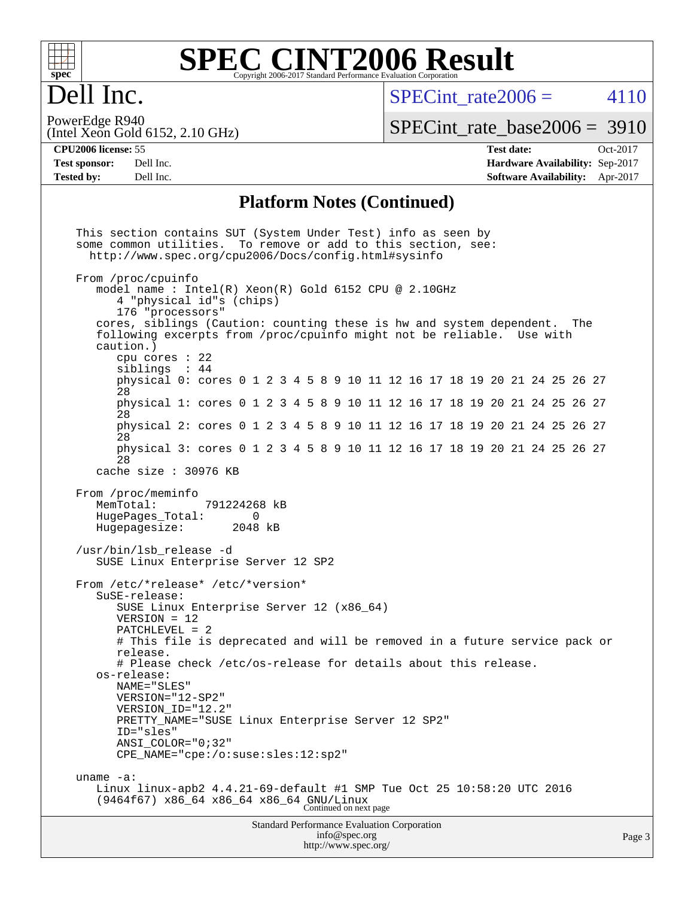# SPEC CINT2006 Result

## Dell Inc.

PowerEdge R940
(Intel Xeon Gold 6152, 2.10 GHz)

SPECint_rate2006 = 4110

SPECint_rate_base2006 = 3910

**CPU2006 license:** 55
**Test sponsor:** Dell Inc.
**Tested by:** Dell Inc.

**Test date:** Oct-2017
**Hardware Availability:** Sep-2017
**Software Availability:** Apr-2017

### Platform Notes (Continued)

```
This section contains SUT (System Under Test) info as seen by
some common utilities.  To remove or add to this section, see:
  http://www.spec.org/cpu2006/Docs/config.html#sysinfo

From /proc/cpuinfo
   model name : Intel(R) Xeon(R) Gold 6152 CPU @ 2.10GHz
      4 "physical id"s (chips)
      176 "processors"
   cores, siblings (Caution: counting these is hw and system dependent.  The
   following excerpts from /proc/cpuinfo might not be reliable.  Use with
   caution.)
      cpu cores : 22
      siblings  : 44
      physical 0: cores 0 1 2 3 4 5 8 9 10 11 12 16 17 18 19 20 21 24 25 26 27
      28
      physical 1: cores 0 1 2 3 4 5 8 9 10 11 12 16 17 18 19 20 21 24 25 26 27
      28
      physical 2: cores 0 1 2 3 4 5 8 9 10 11 12 16 17 18 19 20 21 24 25 26 27
      28
      physical 3: cores 0 1 2 3 4 5 8 9 10 11 12 16 17 18 19 20 21 24 25 26 27
      28
   cache size : 30976 KB

From /proc/meminfo
   MemTotal:       791224268 kB
   HugePages_Total:       0
   Hugepagesize:       2048 kB

/usr/bin/lsb_release -d
   SUSE Linux Enterprise Server 12 SP2

From /etc/*release* /etc/*version*
   SuSE-release:
      SUSE Linux Enterprise Server 12 (x86_64)
      VERSION = 12
      PATCHLEVEL = 2
      # This file is deprecated and will be removed in a future service pack or
      release.
      # Please check /etc/os-release for details about this release.
   os-release:
      NAME="SLES"
      VERSION="12-SP2"
      VERSION_ID="12.2"
      PRETTY_NAME="SUSE Linux Enterprise Server 12 SP2"
      ID="sles"
      ANSI_COLOR="0;32"
      CPE_NAME="cpe:/o:suse:sles:12:sp2"

uname -a:
   Linux linux-apb2 4.4.21-69-default #1 SMP Tue Oct 25 10:58:20 UTC 2016
   (9464f67) x86_64 x86_64 x86_64 GNU/Linux
```

Continued on next page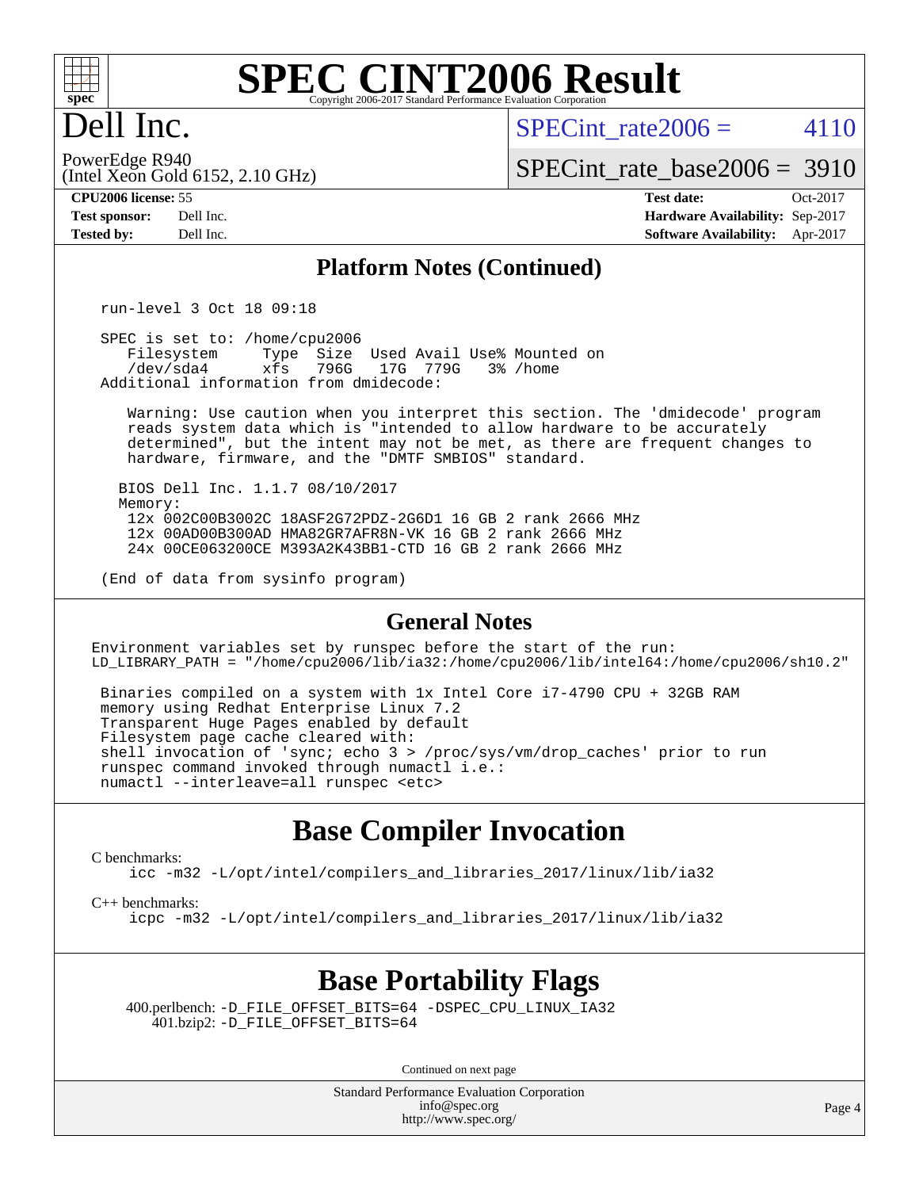# SPEC CINT2006 Result

Copyright 2006-2017 Standard Performance Evaluation Corporation

## Dell Inc.

PowerEdge R940
(Intel Xeon Gold 6152, 2.10 GHz)

SPECint_rate2006 = 4110

SPECint_rate_base2006 = 3910

**CPU2006 license:** 55
**Test sponsor:** Dell Inc.
**Tested by:** Dell Inc.

**Test date:** Oct-2017
**Hardware Availability:** Sep-2017
**Software Availability:** Apr-2017

## Platform Notes (Continued)

```
run-level 3 Oct 18 09:18

SPEC is set to: /home/cpu2006
   Filesystem     Type  Size  Used Avail Use% Mounted on
   /dev/sda4      xfs   796G   17G  779G   3% /home
Additional information from dmidecode:

   Warning: Use caution when you interpret this section. The 'dmidecode' program
   reads system data which is "intended to allow hardware to be accurately
   determined", but the intent may not be met, as there are frequent changes to
   hardware, firmware, and the "DMTF SMBIOS" standard.

  BIOS Dell Inc. 1.1.7 08/10/2017
  Memory:
   12x 002C00B3002C 18ASF2G72PDZ-2G6D1 16 GB 2 rank 2666 MHz
   12x 00AD00B300AD HMA82GR7AFR8N-VK 16 GB 2 rank 2666 MHz
   24x 00CE063200CE M393A2K43BB1-CTD 16 GB 2 rank 2666 MHz

(End of data from sysinfo program)
```

## General Notes

```
Environment variables set by runspec before the start of the run:
LD_LIBRARY_PATH = "/home/cpu2006/lib/ia32:/home/cpu2006/lib/intel64:/home/cpu2006/sh10.2"

 Binaries compiled on a system with 1x Intel Core i7-4790 CPU + 32GB RAM
 memory using Redhat Enterprise Linux 7.2
 Transparent Huge Pages enabled by default
 Filesystem page cache cleared with:
 shell invocation of 'sync; echo 3 > /proc/sys/vm/drop_caches' prior to run
 runspec command invoked through numactl i.e.:
 numactl --interleave=all runspec <etc>
```

## Base Compiler Invocation

C benchmarks:
`icc -m32 -L/opt/intel/compilers_and_libraries_2017/linux/lib/ia32`

C++ benchmarks:
`icpc -m32 -L/opt/intel/compilers_and_libraries_2017/linux/lib/ia32`

## Base Portability Flags

400.perlbench: -D_FILE_OFFSET_BITS=64 -DSPEC_CPU_LINUX_IA32
401.bzip2: -D_FILE_OFFSET_BITS=64

Continued on next page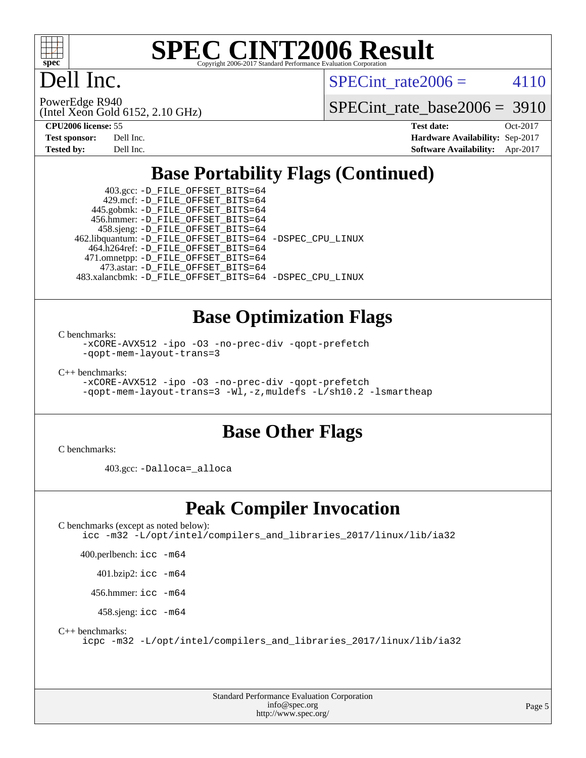# Dell Inc.

PowerEdge R940
(Intel Xeon Gold 6152, 2.10 GHz)

SPECint_rate2006 = 4110

SPECint_rate_base2006 = 3910

| | | | |
|---|---|---|---|
| **CPU2006 license:** 55 | | **Test date:** | Oct-2017 |
| **Test sponsor:** | Dell Inc. | **Hardware Availability:** | Sep-2017 |
| **Tested by:** | Dell Inc. | **Software Availability:** | Apr-2017 |

## Base Portability Flags (Continued)

```
        403.gcc: -D_FILE_OFFSET_BITS=64
        429.mcf: -D_FILE_OFFSET_BITS=64
      445.gobmk: -D_FILE_OFFSET_BITS=64
      456.hmmer: -D_FILE_OFFSET_BITS=64
      458.sjeng: -D_FILE_OFFSET_BITS=64
 462.libquantum: -D_FILE_OFFSET_BITS=64 -DSPEC_CPU_LINUX
    464.h264ref: -D_FILE_OFFSET_BITS=64
    471.omnetpp: -D_FILE_OFFSET_BITS=64
      473.astar: -D_FILE_OFFSET_BITS=64
  483.xalancbmk: -D_FILE_OFFSET_BITS=64 -DSPEC_CPU_LINUX
```

## Base Optimization Flags

C benchmarks:

```
-xCORE-AVX512 -ipo -O3 -no-prec-div -qopt-prefetch
-qopt-mem-layout-trans=3
```

C++ benchmarks:

```
-xCORE-AVX512 -ipo -O3 -no-prec-div -qopt-prefetch
-qopt-mem-layout-trans=3 -Wl,-z,muldefs -L/sh10.2 -lsmartheap
```

## Base Other Flags

C benchmarks:

```
403.gcc: -Dalloca=_alloca
```

## Peak Compiler Invocation

C benchmarks (except as noted below):

```
icc -m32 -L/opt/intel/compilers_and_libraries_2017/linux/lib/ia32
```

```
400.perlbench: icc -m64
    401.bzip2: icc -m64
    456.hmmer: icc -m64
    458.sjeng: icc -m64
```

C++ benchmarks:

```
icpc -m32 -L/opt/intel/compilers_and_libraries_2017/linux/lib/ia32
```

Standard Performance Evaluation Corporation
info@spec.org
http://www.spec.org/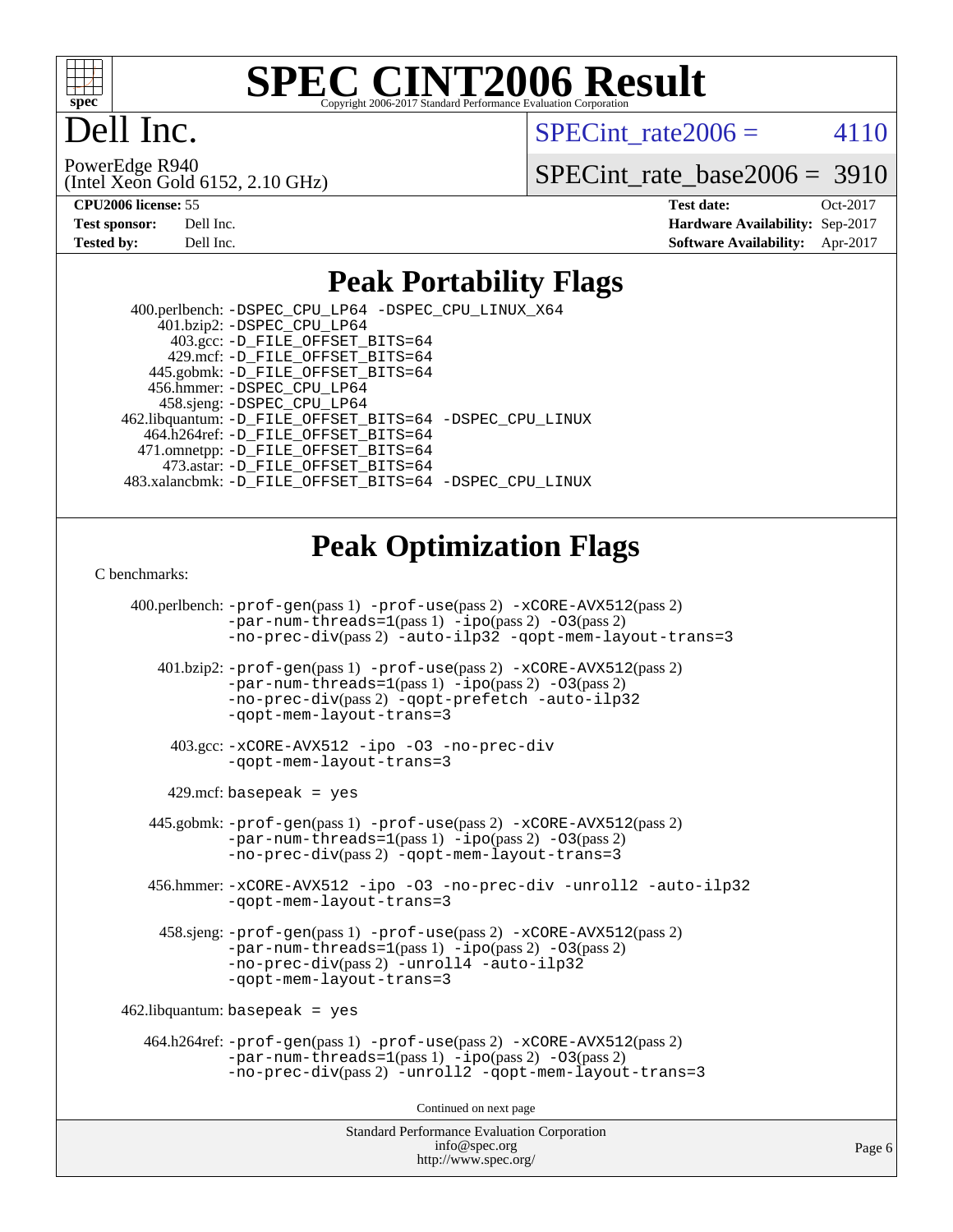# SPEC CINT2006 Result

Copyright 2006-2017 Standard Performance Evaluation Corporation

# Dell Inc.

PowerEdge R940
(Intel Xeon Gold 6152, 2.10 GHz)

SPECint_rate2006 = 4110

SPECint_rate_base2006 = 3910

| | | | |
|---|---|---|---|
| **CPU2006 license:** 55 | | **Test date:** | Oct-2017 |
| **Test sponsor:** | Dell Inc. | **Hardware Availability:** | Sep-2017 |
| **Tested by:** | Dell Inc. | **Software Availability:** | Apr-2017 |

## Peak Portability Flags

400.perlbench: -DSPEC_CPU_LP64 -DSPEC_CPU_LINUX_X64
401.bzip2: -DSPEC_CPU_LP64
403.gcc: -D_FILE_OFFSET_BITS=64
429.mcf: -D_FILE_OFFSET_BITS=64
445.gobmk: -D_FILE_OFFSET_BITS=64
456.hmmer: -DSPEC_CPU_LP64
458.sjeng: -DSPEC_CPU_LP64
462.libquantum: -D_FILE_OFFSET_BITS=64 -DSPEC_CPU_LINUX
464.h264ref: -D_FILE_OFFSET_BITS=64
471.omnetpp: -D_FILE_OFFSET_BITS=64
473.astar: -D_FILE_OFFSET_BITS=64
483.xalancbmk: -D_FILE_OFFSET_BITS=64 -DSPEC_CPU_LINUX

## Peak Optimization Flags

C benchmarks:

400.perlbench: -prof-gen(pass 1) -prof-use(pass 2) -xCORE-AVX512(pass 2) -par-num-threads=1(pass 1) -ipo(pass 2) -O3(pass 2) -no-prec-div(pass 2) -auto-ilp32 -qopt-mem-layout-trans=3

401.bzip2: -prof-gen(pass 1) -prof-use(pass 2) -xCORE-AVX512(pass 2) -par-num-threads=1(pass 1) -ipo(pass 2) -O3(pass 2) -no-prec-div(pass 2) -qopt-prefetch -auto-ilp32 -qopt-mem-layout-trans=3

403.gcc: -xCORE-AVX512 -ipo -O3 -no-prec-div -qopt-mem-layout-trans=3

429.mcf: basepeak = yes

445.gobmk: -prof-gen(pass 1) -prof-use(pass 2) -xCORE-AVX512(pass 2) -par-num-threads=1(pass 1) -ipo(pass 2) -O3(pass 2) -no-prec-div(pass 2) -qopt-mem-layout-trans=3

456.hmmer: -xCORE-AVX512 -ipo -O3 -no-prec-div -unroll2 -auto-ilp32 -qopt-mem-layout-trans=3

458.sjeng: -prof-gen(pass 1) -prof-use(pass 2) -xCORE-AVX512(pass 2) -par-num-threads=1(pass 1) -ipo(pass 2) -O3(pass 2) -no-prec-div(pass 2) -unroll4 -auto-ilp32 -qopt-mem-layout-trans=3

462.libquantum: basepeak = yes

464.h264ref: -prof-gen(pass 1) -prof-use(pass 2) -xCORE-AVX512(pass 2) -par-num-threads=1(pass 1) -ipo(pass 2) -O3(pass 2) -no-prec-div(pass 2) -unroll2 -qopt-mem-layout-trans=3

Continued on next page

Standard Performance Evaluation Corporation
info@spec.org
http://www.spec.org/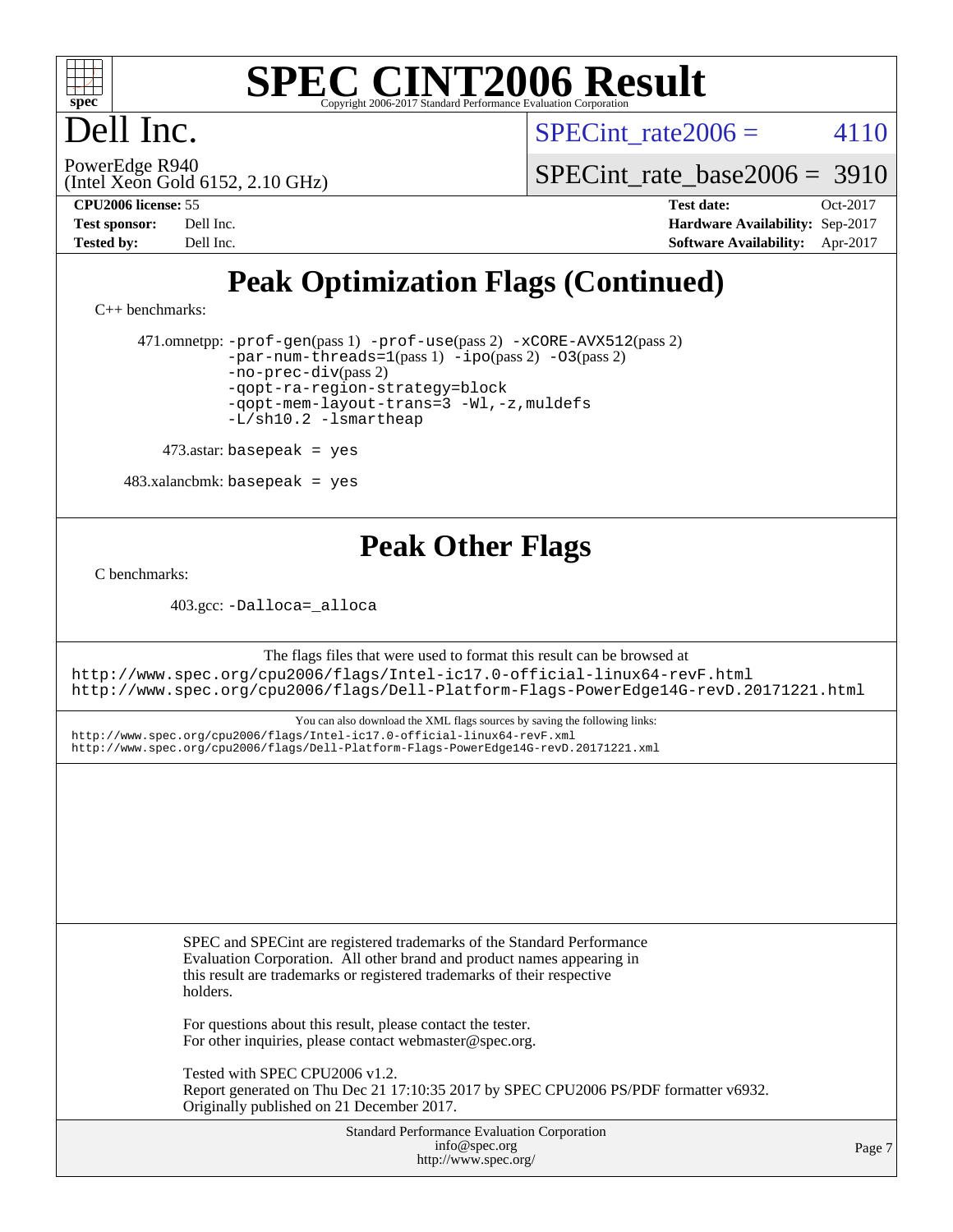# Dell Inc.

PowerEdge R940
(Intel Xeon Gold 6152, 2.10 GHz)

SPECint_rate2006 = 4110

SPECint_rate_base2006 = 3910

| | | | |
|---|---|---|---|
| **CPU2006 license:** 55 | | **Test date:** | Oct-2017 |
| **Test sponsor:** | Dell Inc. | **Hardware Availability:** | Sep-2017 |
| **Tested by:** | Dell Inc. | **Software Availability:** | Apr-2017 |

## Peak Optimization Flags (Continued)

C++ benchmarks:

471.omnetpp: -prof-gen(pass 1) -prof-use(pass 2) -xCORE-AVX512(pass 2) -par-num-threads=1(pass 1) -ipo(pass 2) -O3(pass 2) -no-prec-div(pass 2) -qopt-ra-region-strategy=block -qopt-mem-layout-trans=3 -Wl,-z,muldefs -L/sh10.2 -lsmartheap

473.astar: basepeak = yes

483.xalancbmk: basepeak = yes

## Peak Other Flags

C benchmarks:

403.gcc: -Dalloca=_alloca

The flags files that were used to format this result can be browsed at
http://www.spec.org/cpu2006/flags/Intel-ic17.0-official-linux64-revF.html
http://www.spec.org/cpu2006/flags/Dell-Platform-Flags-PowerEdge14G-revD.20171221.html

You can also download the XML flags sources by saving the following links:
http://www.spec.org/cpu2006/flags/Intel-ic17.0-official-linux64-revF.xml
http://www.spec.org/cpu2006/flags/Dell-Platform-Flags-PowerEdge14G-revD.20171221.xml

SPEC and SPECint are registered trademarks of the Standard Performance Evaluation Corporation. All other brand and product names appearing in this result are trademarks or registered trademarks of their respective holders.

For questions about this result, please contact the tester.
For other inquiries, please contact webmaster@spec.org.

Tested with SPEC CPU2006 v1.2.
Report generated on Thu Dec 21 17:10:35 2017 by SPEC CPU2006 PS/PDF formatter v6932.
Originally published on 21 December 2017.